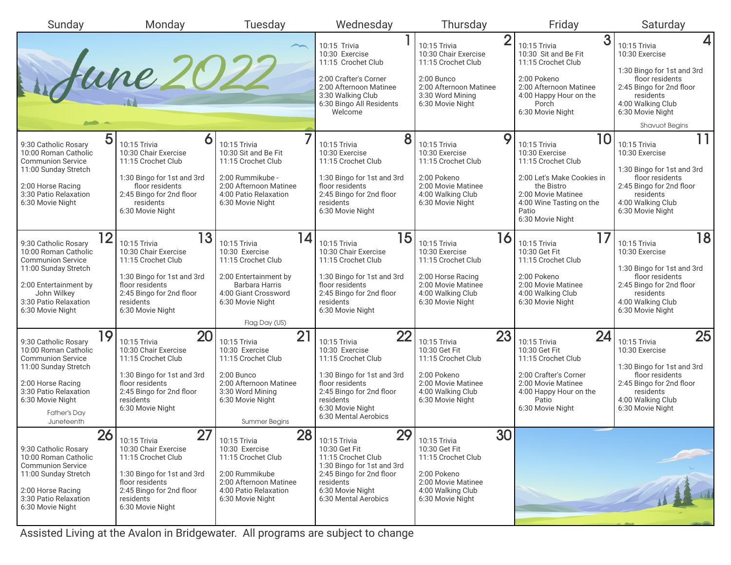# June 2022

| Sunday | Monday | Tuesday | Wednesday | Thursday | Friday | Saturday |
|---|---|---|---|---|---|---|
| | | | **1**<br>10:15 Trivia<br>10:30 Exercise<br>11:15 Crochet Club<br><br>2:00 Crafter's Corner<br>2:00 Afternoon Matinee<br>3:30 Walking Club<br>6:30 Bingo All Residents Welcome | **2**<br>10:15 Trivia<br>10:30 Chair Exercise<br>11:15 Crochet Club<br><br>2:00 Bunco<br>2:00 Afternoon Matinee<br>3:30 Word Mining<br>6:30 Movie Night | **3**<br>10:15 Trivia<br>10:30 Sit and Be Fit<br>11:15 Crochet Club<br><br>2:00 Pokeno<br>2:00 Afternoon Matinee<br>4:00 Happy Hour on the Porch<br>6:30 Movie Night | **4**<br>10:15 Trivia<br>10:30 Exercise<br><br>1:30 Bingo for 1st and 3rd floor residents<br>2:45 Bingo for 2nd floor residents<br>4:00 Walking Club<br>6:30 Movie Night<br><br>Shavuot Begins |
| **5**<br>9:30 Catholic Rosary<br>10:00 Roman Catholic Communion Service<br>11:00 Sunday Stretch<br><br>2:00 Horse Racing<br>3:30 Patio Relaxation<br>6:30 Movie Night | **6**<br>10:15 Trivia<br>10:30 Chair Exercise<br>11:15 Crochet Club<br><br>1:30 Bingo for 1st and 3rd floor residents<br>2:45 Bingo for 2nd floor residents<br>6:30 Movie Night | **7**<br>10:15 Trivia<br>10:30 Sit and Be Fit<br>11:15 Crochet Club<br><br>2:00 Rummikube -<br>2:00 Afternoon Matinee<br>4:00 Patio Relaxation<br>6:30 Movie Night | **8**<br>10:15 Trivia<br>10:30 Exercise<br>11:15 Crochet Club<br><br>1:30 Bingo for 1st and 3rd floor residents<br>2:45 Bingo for 2nd floor residents<br>6:30 Movie Night | **9**<br>10:15 Trivia<br>10:30 Exercise<br>11:15 Crochet Club<br><br>2:00 Pokeno<br>2:00 Movie Matinee<br>4:00 Walking Club<br>6:30 Movie Night | **10**<br>10:15 Trivia<br>10:30 Exercise<br>11:15 Crochet Club<br><br>2:00 Let's Make Cookies in the Bistro<br>2:00 Movie Matinee<br>4:00 Wine Tasting on the Patio<br>6:30 Movie Night | **11**<br>10:15 Trivia<br>10:30 Exercise<br><br>1:30 Bingo for 1st and 3rd floor residents<br>2:45 Bingo for 2nd floor residents<br>4:00 Walking Club<br>6:30 Movie Night |
| **12**<br>9:30 Catholic Rosary<br>10:00 Roman Catholic Communion Service<br>11:00 Sunday Stretch<br><br>2:00 Entertainment by John Wilkey<br>3:30 Patio Relaxation<br>6:30 Movie Night | **13**<br>10:15 Trivia<br>10:30 Chair Exercise<br>11:15 Crochet Club<br><br>1:30 Bingo for 1st and 3rd floor residents<br>2:45 Bingo for 2nd floor residents<br>6:30 Movie Night | **14**<br>10:15 Trivia<br>10:30 Exercise<br>11:15 Crochet Club<br><br>2:00 Entertainment by Barbara Harris<br>4:00 Giant Crossword<br>6:30 Movie Night<br><br>Flag Day (US) | **15**<br>10:15 Trivia<br>10:30 Chair Exercise<br>11:15 Crochet Club<br><br>1:30 Bingo for 1st and 3rd floor residents<br>2:45 Bingo for 2nd floor residents<br>6:30 Movie Night | **16**<br>10:15 Trivia<br>10:30 Exercise<br>11:15 Crochet Club<br><br>2:00 Horse Racing<br>2:00 Movie Matinee<br>4:00 Walking Club<br>6:30 Movie Night | **17**<br>10:15 Trivia<br>10:30 Get Fit<br>11:15 Crochet Club<br><br>2:00 Pokeno<br>2:00 Movie Matinee<br>4:00 Walking Club<br>6:30 Movie Night | **18**<br>10:15 Trivia<br>10:30 Exercise<br><br>1:30 Bingo for 1st and 3rd floor residents<br>2:45 Bingo for 2nd floor residents<br>4:00 Walking Club<br>6:30 Movie Night |
| **19**<br>9:30 Catholic Rosary<br>10:00 Roman Catholic Communion Service<br>11:00 Sunday Stretch<br><br>2:00 Horse Racing<br>3:30 Patio Relaxation<br>6:30 Movie Night<br><br>Father's Day<br>Juneteenth | **20**<br>10:15 Trivia<br>10:30 Chair Exercise<br>11:15 Crochet Club<br><br>1:30 Bingo for 1st and 3rd floor residents<br>2:45 Bingo for 2nd floor residents<br>6:30 Movie Night | **21**<br>10:15 Trivia<br>10:30 Exercise<br>11:15 Crochet Club<br><br>2:00 Bunco<br>2:00 Afternoon Matinee<br>3:30 Word Mining<br>6:30 Movie Night<br><br>Summer Begins | **22**<br>10:15 Trivia<br>10:30 Exercise<br>11:15 Crochet Club<br><br>1:30 Bingo for 1st and 3rd floor residents<br>2:45 Bingo for 2nd floor residents<br>6:30 Movie Night<br>6:30 Mental Aerobics | **23**<br>10:15 Trivia<br>10:30 Get Fit<br>11:15 Crochet Club<br><br>2:00 Pokeno<br>2:00 Movie Matinee<br>4:00 Walking Club<br>6:30 Movie Night | **24**<br>10:15 Trivia<br>10:30 Get Fit<br>11:15 Crochet Club<br><br>2:00 Crafter's Corner<br>2:00 Movie Matinee<br>4:00 Happy Hour on the Patio<br>6:30 Movie Night | **25**<br>10:15 Trivia<br>10:30 Exercise<br><br>1:30 Bingo for 1st and 3rd floor residents<br>2:45 Bingo for 2nd floor residents<br>4:00 Walking Club<br>6:30 Movie Night |
| **26**<br>9:30 Catholic Rosary<br>10:00 Roman Catholic Communion Service<br>11:00 Sunday Stretch<br><br>2:00 Horse Racing<br>3:30 Patio Relaxation<br>6:30 Movie Night | **27**<br>10:15 Trivia<br>10:30 Chair Exercise<br>11:15 Crochet Club<br><br>1:30 Bingo for 1st and 3rd floor residents<br>2:45 Bingo for 2nd floor residents<br>6:30 Movie Night | **28**<br>10:15 Trivia<br>10:30 Exercise<br>11:15 Crochet Club<br><br>2:00 Rummikube<br>2:00 Afternoon Matinee<br>4:00 Patio Relaxation<br>6:30 Movie Night | **29**<br>10:15 Trivia<br>10:30 Get Fit<br>11:15 Crochet Club<br>1:30 Bingo for 1st and 3rd<br>2:45 Bingo for 2nd floor residents<br>6:30 Movie Night<br>6:30 Mental Aerobics | **30**<br>10:15 Trivia<br>10:30 Get Fit<br>11:15 Crochet Club<br><br>2:00 Pokeno<br>2:00 Movie Matinee<br>4:00 Walking Club<br>6:30 Movie Night | | |

Assisted Living at the Avalon in Bridgewater. All programs are subject to change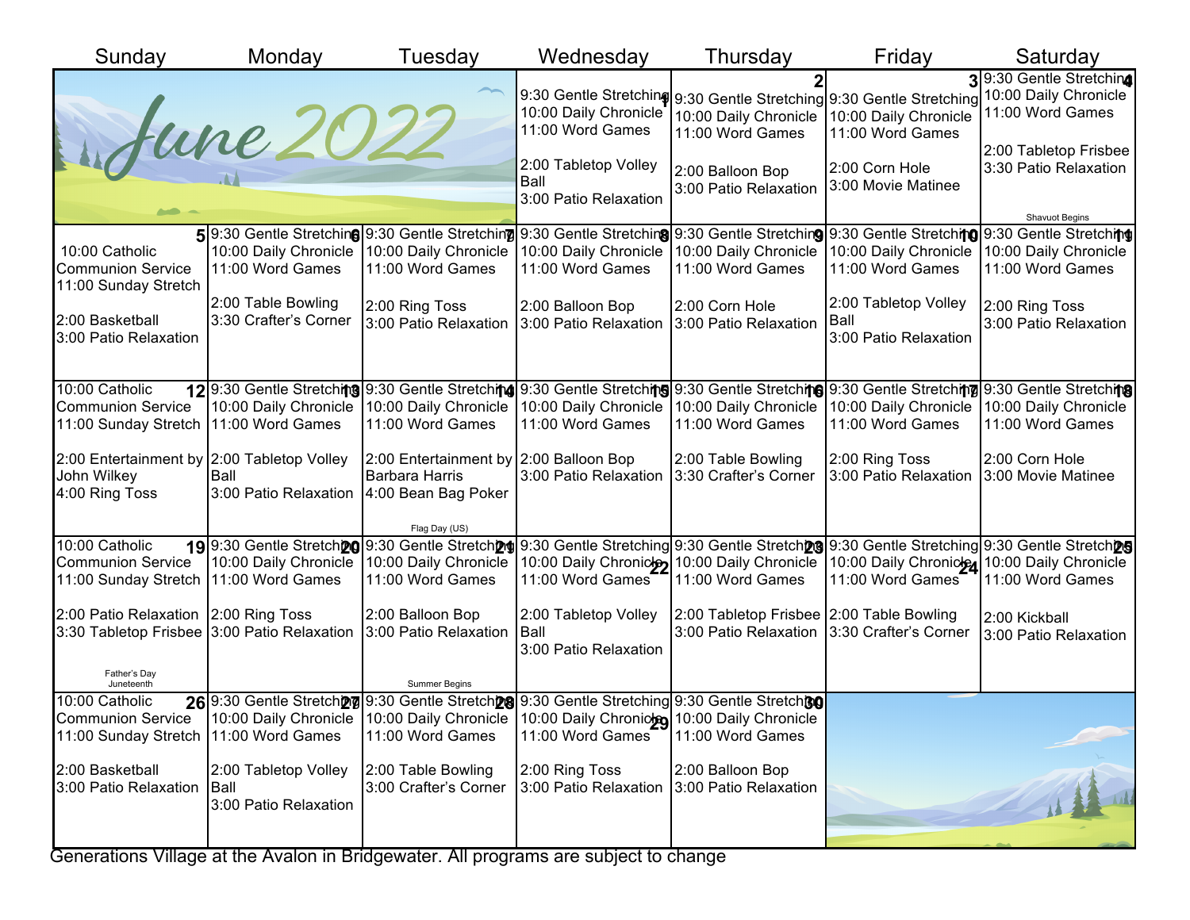# June 2022

| Sunday | Monday | Tuesday | Wednesday | Thursday | Friday | Saturday |
|---|---|---|---|---|---|---|
| | | | **1**<br>9:30 Gentle Stretching<br>10:00 Daily Chronicle<br>11:00 Word Games<br><br>2:00 Tabletop Volley Ball<br>3:00 Patio Relaxation | **2**<br>9:30 Gentle Stretching<br>10:00 Daily Chronicle<br>11:00 Word Games<br><br>2:00 Balloon Bop<br>3:00 Patio Relaxation | **3**<br>9:30 Gentle Stretching<br>10:00 Daily Chronicle<br>11:00 Word Games<br><br>2:00 Corn Hole<br>3:00 Movie Matinee | **4**<br>9:30 Gentle Stretching<br>10:00 Daily Chronicle<br>11:00 Word Games<br><br>2:00 Tabletop Frisbee<br>3:30 Patio Relaxation<br><br>Shavuot Begins |
| **5**<br>10:00 Catholic Communion Service<br>11:00 Sunday Stretch<br><br>2:00 Basketball<br>3:00 Patio Relaxation | **6**<br>9:30 Gentle Stretching<br>10:00 Daily Chronicle<br>11:00 Word Games<br><br>2:00 Table Bowling<br>3:30 Crafter's Corner | **7**<br>9:30 Gentle Stretching<br>10:00 Daily Chronicle<br>11:00 Word Games<br><br>2:00 Ring Toss<br>3:00 Patio Relaxation | **8**<br>9:30 Gentle Stretching<br>10:00 Daily Chronicle<br>11:00 Word Games<br><br>2:00 Balloon Bop<br>3:00 Patio Relaxation | **9**<br>9:30 Gentle Stretching<br>10:00 Daily Chronicle<br>11:00 Word Games<br><br>2:00 Corn Hole<br>3:00 Patio Relaxation | **10**<br>9:30 Gentle Stretching<br>10:00 Daily Chronicle<br>11:00 Word Games<br><br>2:00 Tabletop Volley Ball<br>3:00 Patio Relaxation | **11**<br>9:30 Gentle Stretching<br>10:00 Daily Chronicle<br>11:00 Word Games<br><br>2:00 Ring Toss<br>3:00 Patio Relaxation |
| **12**<br>10:00 Catholic Communion Service<br>11:00 Sunday Stretch<br><br>2:00 Entertainment by John Wilkey<br>4:00 Ring Toss | **13**<br>9:30 Gentle Stretching<br>10:00 Daily Chronicle<br>11:00 Word Games<br><br>2:00 Tabletop Volley Ball<br>3:00 Patio Relaxation | **14**<br>9:30 Gentle Stretching<br>10:00 Daily Chronicle<br>11:00 Word Games<br><br>2:00 Entertainment by Barbara Harris<br>4:00 Bean Bag Poker<br><br>Flag Day (US) | **15**<br>9:30 Gentle Stretching<br>10:00 Daily Chronicle<br>11:00 Word Games<br><br>2:00 Balloon Bop<br>3:00 Patio Relaxation | **16**<br>9:30 Gentle Stretching<br>10:00 Daily Chronicle<br>11:00 Word Games<br><br>2:00 Table Bowling<br>3:30 Crafter's Corner | **17**<br>9:30 Gentle Stretching<br>10:00 Daily Chronicle<br>11:00 Word Games<br><br>2:00 Ring Toss<br>3:00 Patio Relaxation | **18**<br>9:30 Gentle Stretching<br>10:00 Daily Chronicle<br>11:00 Word Games<br><br>2:00 Corn Hole<br>3:00 Movie Matinee |
| **19**<br>10:00 Catholic Communion Service<br>11:00 Sunday Stretch<br><br>2:00 Patio Relaxation<br>3:30 Tabletop Frisbee<br><br>Father's Day<br>Juneteenth | **20**<br>9:30 Gentle Stretching<br>10:00 Daily Chronicle<br>11:00 Word Games<br><br>2:00 Ring Toss<br>3:00 Patio Relaxation | **21**<br>9:30 Gentle Stretching<br>10:00 Daily Chronicle<br>11:00 Word Games<br><br>2:00 Balloon Bop<br>3:00 Patio Relaxation<br><br>Summer Begins | **22**<br>9:30 Gentle Stretching<br>10:00 Daily Chronicle<br>11:00 Word Games<br><br>2:00 Tabletop Volley Ball<br>3:00 Patio Relaxation | **23**<br>9:30 Gentle Stretching<br>10:00 Daily Chronicle<br>11:00 Word Games<br><br>2:00 Tabletop Frisbee<br>3:00 Patio Relaxation | **24**<br>9:30 Gentle Stretching<br>10:00 Daily Chronicle<br>11:00 Word Games<br><br>2:00 Table Bowling<br>3:30 Crafter's Corner | **25**<br>9:30 Gentle Stretching<br>10:00 Daily Chronicle<br>11:00 Word Games<br><br>2:00 Kickball<br>3:00 Patio Relaxation |
| **26**<br>10:00 Catholic Communion Service<br>11:00 Sunday Stretch<br><br>2:00 Basketball<br>3:00 Patio Relaxation | **27**<br>9:30 Gentle Stretching<br>10:00 Daily Chronicle<br>11:00 Word Games<br><br>2:00 Tabletop Volley Ball<br>3:00 Patio Relaxation | **28**<br>9:30 Gentle Stretching<br>10:00 Daily Chronicle<br>11:00 Word Games<br><br>2:00 Table Bowling<br>3:00 Crafter's Corner | **29**<br>9:30 Gentle Stretching<br>10:00 Daily Chronicle<br>11:00 Word Games<br><br>2:00 Ring Toss<br>3:00 Patio Relaxation | **30**<br>9:30 Gentle Stretching<br>10:00 Daily Chronicle<br>11:00 Word Games<br><br>2:00 Balloon Bop<br>3:00 Patio Relaxation | | |

Generations Village at the Avalon in Bridgewater. All programs are subject to change